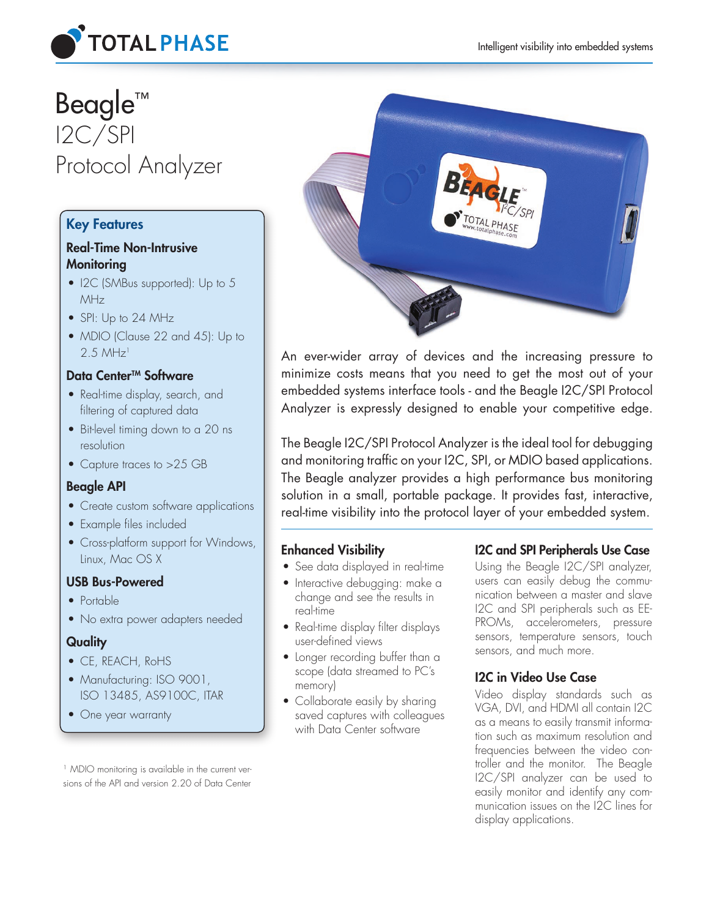# Beagle™ I2C/SPI Protocol Analyzer

## Key Features

### Real-Time Non-Intrusive Monitoring

- I2C (SMBus supported): Up to 5 MHz
- SPI: Up to 24 MHz
- MDIO (Clause 22 and 45): Up to 2.5 MHz[1]

### Data Center™ Software

- Real-time display, search, and filtering of captured data
- Bit-level timing down to a 20 ns resolution
- Capture traces to >25 GB

### Beagle API

- Create custom software applications
- Example files included
- Cross-platform support for Windows, Linux, Mac OS X

### USB Bus-Powered

- Portable
- No extra power adapters needed

### Quality

- CE, REACH, RoHS
- Manufacturing: ISO 9001, ISO 13485, AS9100C, ITAR
- One year warranty

[1] MDIO monitoring is available in the current versions of the API and version 2.20 of Data Center

An ever-wider array of devices and the increasing pressure to minimize costs means that you need to get the most out of your embedded systems interface tools - and the Beagle I2C/SPI Protocol Analyzer is expressly designed to enable your competitive edge.

The Beagle I2C/SPI Protocol Analyzer is the ideal tool for debugging and monitoring traffic on your I2C, SPI, or MDIO based applications. The Beagle analyzer provides a high performance bus monitoring solution in a small, portable package. It provides fast, interactive, real-time visibility into the protocol layer of your embedded system.

### Enhanced Visibility

- See data displayed in real-time
- Interactive debugging: make a change and see the results in real-time
- Real-time display filter displays user-defined views
- Longer recording buffer than a scope (data streamed to PC's memory)
- Collaborate easily by sharing saved captures with colleagues with Data Center software

### I2C and SPI Peripherals Use Case

Using the Beagle I2C/SPI analyzer, users can easily debug the communication between a master and slave I2C and SPI peripherals such as EEPROMs, accelerometers, pressure sensors, temperature sensors, touch sensors, and much more.

### I2C in Video Use Case

Video display standards such as VGA, DVI, and HDMI all contain I2C as a means to easily transmit information such as maximum resolution and frequencies between the video controller and the monitor. The Beagle I2C/SPI analyzer can be used to easily monitor and identify any communication issues on the I2C lines for display applications.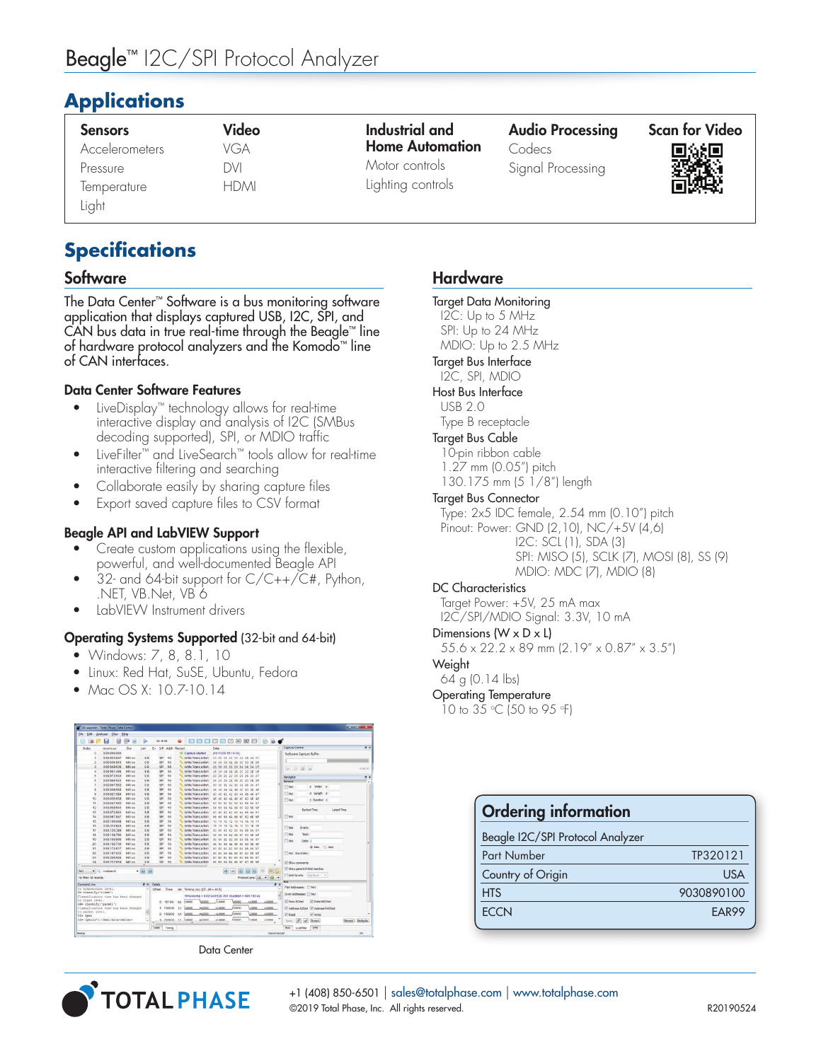# Beagle™ I2C/SPI Protocol Analyzer

## Applications

**Sensors**
Accelerometers
Pressure
Temperature
Light

**Video**
VGA
DVI
HDMI

**Industrial and Home Automation**
Motor controls
Lighting controls

**Audio Processing**
Codecs
Signal Processing

**Scan for Video**

## Specifications

### Software

The Data Center™ Software is a bus monitoring software application that displays captured USB, I2C, SPI, and CAN bus data in true real-time through the Beagle™ line of hardware protocol analyzers and the Komodo™ line of CAN interfaces.

#### Data Center Software Features

- LiveDisplay™ technology allows for real-time interactive display and analysis of I2C (SMBus decoding supported), SPI, or MDIO traffic
- LiveFilter™ and LiveSearch™ tools allow for real-time interactive filtering and searching
- Collaborate easily by sharing capture files
- Export saved capture files to CSV format

#### Beagle API and LabVIEW Support

- Create custom applications using the flexible, powerful, and well-documented Beagle API
- 32- and 64-bit support for C/C++/C#, Python, .NET, VB.Net, VB 6
- LabVIEW Instrument drivers

#### Operating Systems Supported (32-bit and 64-bit)

- Windows: 7, 8, 8.1, 10
- Linux: Red Hat, SuSE, Ubuntu, Fedora
- Mac OS X: 10.7-10.14

Data Center

### Hardware

**Target Data Monitoring**
I2C: Up to 5 MHz
SPI: Up to 24 MHz
MDIO: Up to 2.5 MHz

**Target Bus Interface**
I2C, SPI, MDIO

**Host Bus Interface**
USB 2.0
Type B receptacle

**Target Bus Cable**
10-pin ribbon cable
1.27 mm (0.05") pitch
130.175 mm (5 1/8") length

**Target Bus Connector**
Type: 2x5 IDC female, 2.54 mm (0.10") pitch
Pinout: Power: GND (2,10), NC/+5V (4,6)
I2C: SCL (1), SDA (3)
SPI: MISO (5), SCLK (7), MOSI (8), SS (9)
MDIO: MDC (7), MDIO (8)

**DC Characteristics**
Target Power: +5V, 25 mA max
I2C/SPI/MDIO Signal: 3.3V, 10 mA

**Dimensions (W x D x L)**
55.6 x 22.2 x 89 mm (2.19" x 0.87" x 3.5")

**Weight**
64 g (0.14 lbs)

**Operating Temperature**
10 to 35 °C (50 to 95 °F)

### Ordering information

| Beagle I2C/SPI Protocol Analyzer | |
|---|---|
| Part Number | TP320121 |
| Country of Origin | USA |
| HTS | 9030890100 |
| ECCN | EAR99 |

TOTAL PHASE

+1 (408) 850-6501 | sales@totalphase.com | www.totalphase.com
©2019 Total Phase, Inc. All rights reserved.

R20190524